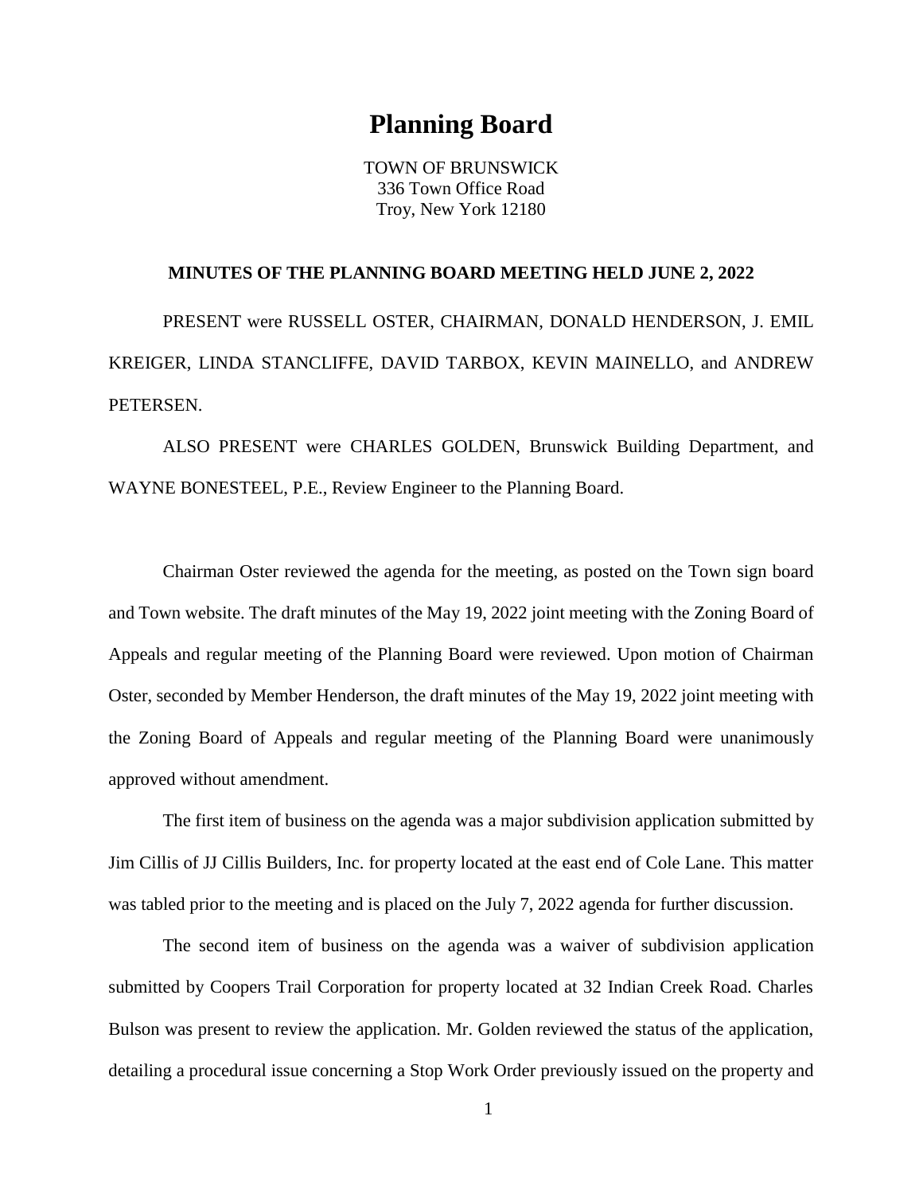# Planning Board

TOWN OF BRUNSWICK
336 Town Office Road
Troy, New York 12180

**MINUTES OF THE PLANNING BOARD MEETING HELD JUNE 2, 2022**

PRESENT were RUSSELL OSTER, CHAIRMAN, DONALD HENDERSON, J. EMIL KREIGER, LINDA STANCLIFFE, DAVID TARBOX, KEVIN MAINELLO, and ANDREW PETERSEN.

ALSO PRESENT were CHARLES GOLDEN, Brunswick Building Department, and WAYNE BONESTEEL, P.E., Review Engineer to the Planning Board.

Chairman Oster reviewed the agenda for the meeting, as posted on the Town sign board and Town website. The draft minutes of the May 19, 2022 joint meeting with the Zoning Board of Appeals and regular meeting of the Planning Board were reviewed. Upon motion of Chairman Oster, seconded by Member Henderson, the draft minutes of the May 19, 2022 joint meeting with the Zoning Board of Appeals and regular meeting of the Planning Board were unanimously approved without amendment.

The first item of business on the agenda was a major subdivision application submitted by Jim Cillis of JJ Cillis Builders, Inc. for property located at the east end of Cole Lane. This matter was tabled prior to the meeting and is placed on the July 7, 2022 agenda for further discussion.

The second item of business on the agenda was a waiver of subdivision application submitted by Coopers Trail Corporation for property located at 32 Indian Creek Road. Charles Bulson was present to review the application. Mr. Golden reviewed the status of the application, detailing a procedural issue concerning a Stop Work Order previously issued on the property and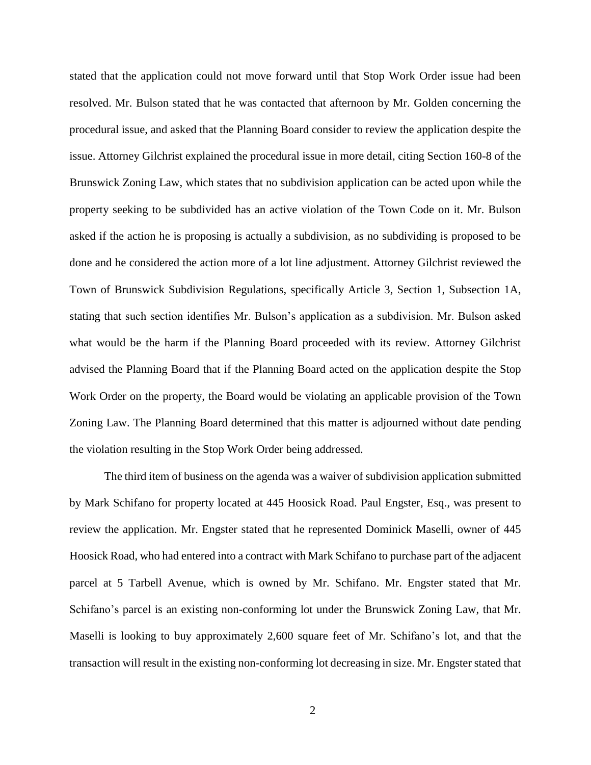stated that the application could not move forward until that Stop Work Order issue had been resolved. Mr. Bulson stated that he was contacted that afternoon by Mr. Golden concerning the procedural issue, and asked that the Planning Board consider to review the application despite the issue. Attorney Gilchrist explained the procedural issue in more detail, citing Section 160-8 of the Brunswick Zoning Law, which states that no subdivision application can be acted upon while the property seeking to be subdivided has an active violation of the Town Code on it. Mr. Bulson asked if the action he is proposing is actually a subdivision, as no subdividing is proposed to be done and he considered the action more of a lot line adjustment. Attorney Gilchrist reviewed the Town of Brunswick Subdivision Regulations, specifically Article 3, Section 1, Subsection 1A, stating that such section identifies Mr. Bulson's application as a subdivision. Mr. Bulson asked what would be the harm if the Planning Board proceeded with its review. Attorney Gilchrist advised the Planning Board that if the Planning Board acted on the application despite the Stop Work Order on the property, the Board would be violating an applicable provision of the Town Zoning Law. The Planning Board determined that this matter is adjourned without date pending the violation resulting in the Stop Work Order being addressed.

The third item of business on the agenda was a waiver of subdivision application submitted by Mark Schifano for property located at 445 Hoosick Road. Paul Engster, Esq., was present to review the application. Mr. Engster stated that he represented Dominick Maselli, owner of 445 Hoosick Road, who had entered into a contract with Mark Schifano to purchase part of the adjacent parcel at 5 Tarbell Avenue, which is owned by Mr. Schifano. Mr. Engster stated that Mr. Schifano's parcel is an existing non-conforming lot under the Brunswick Zoning Law, that Mr. Maselli is looking to buy approximately 2,600 square feet of Mr. Schifano's lot, and that the transaction will result in the existing non-conforming lot decreasing in size. Mr. Engster stated that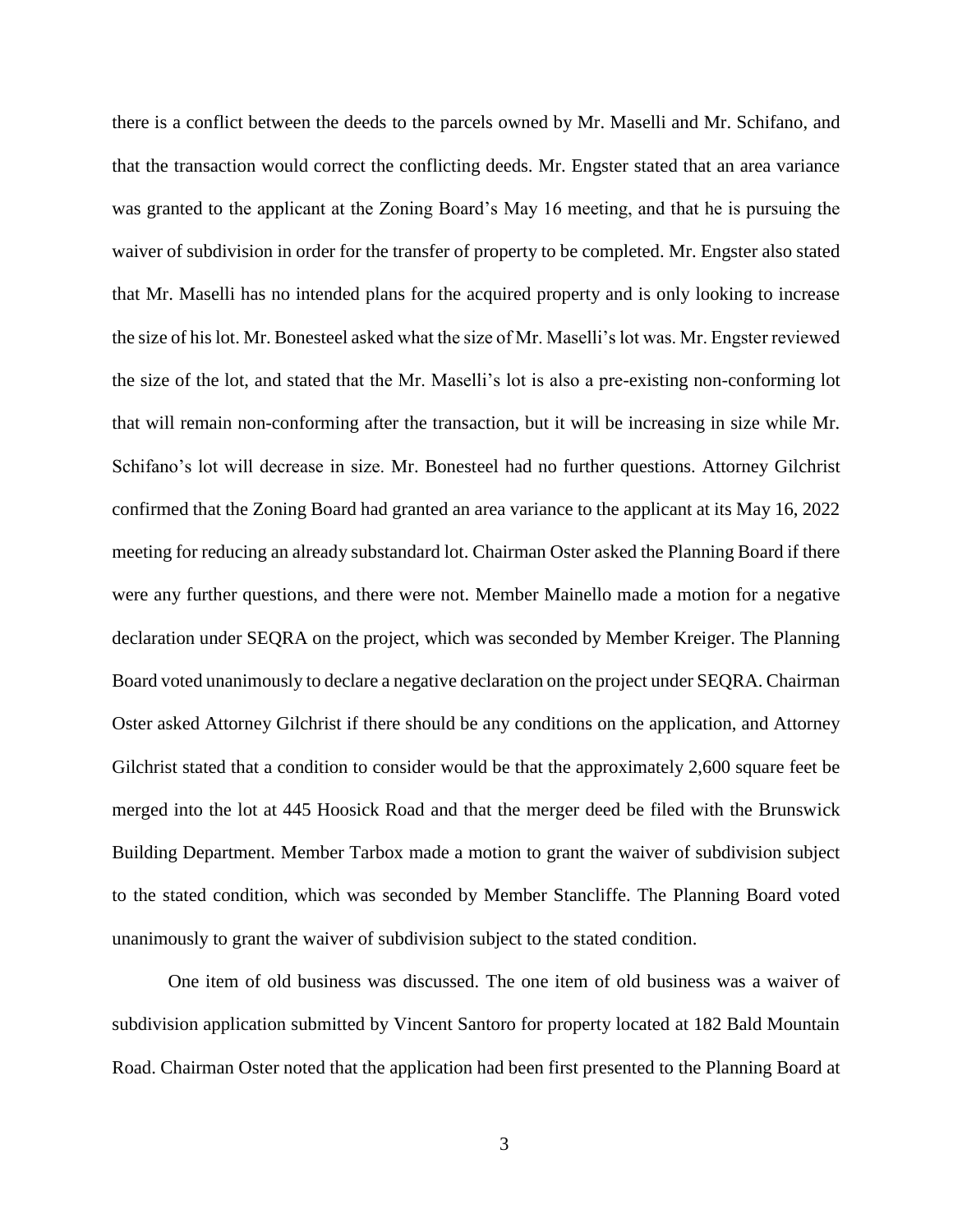there is a conflict between the deeds to the parcels owned by Mr. Maselli and Mr. Schifano, and that the transaction would correct the conflicting deeds. Mr. Engster stated that an area variance was granted to the applicant at the Zoning Board's May 16 meeting, and that he is pursuing the waiver of subdivision in order for the transfer of property to be completed. Mr. Engster also stated that Mr. Maselli has no intended plans for the acquired property and is only looking to increase the size of his lot. Mr. Bonesteel asked what the size of Mr. Maselli's lot was. Mr. Engster reviewed the size of the lot, and stated that the Mr. Maselli's lot is also a pre-existing non-conforming lot that will remain non-conforming after the transaction, but it will be increasing in size while Mr. Schifano's lot will decrease in size. Mr. Bonesteel had no further questions. Attorney Gilchrist confirmed that the Zoning Board had granted an area variance to the applicant at its May 16, 2022 meeting for reducing an already substandard lot. Chairman Oster asked the Planning Board if there were any further questions, and there were not. Member Mainello made a motion for a negative declaration under SEQRA on the project, which was seconded by Member Kreiger. The Planning Board voted unanimously to declare a negative declaration on the project under SEQRA. Chairman Oster asked Attorney Gilchrist if there should be any conditions on the application, and Attorney Gilchrist stated that a condition to consider would be that the approximately 2,600 square feet be merged into the lot at 445 Hoosick Road and that the merger deed be filed with the Brunswick Building Department. Member Tarbox made a motion to grant the waiver of subdivision subject to the stated condition, which was seconded by Member Stancliffe. The Planning Board voted unanimously to grant the waiver of subdivision subject to the stated condition.

One item of old business was discussed. The one item of old business was a waiver of subdivision application submitted by Vincent Santoro for property located at 182 Bald Mountain Road. Chairman Oster noted that the application had been first presented to the Planning Board at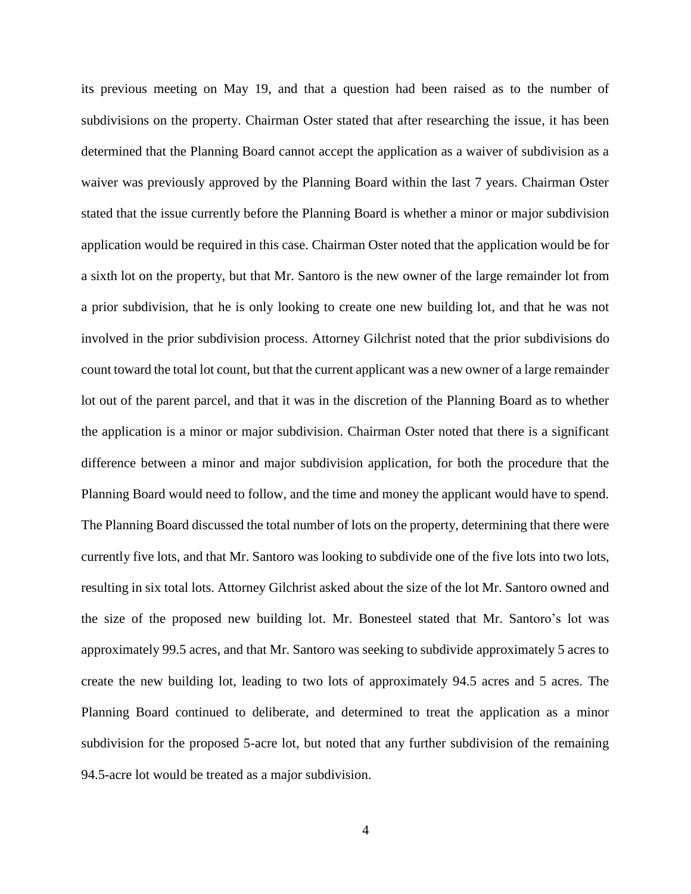its previous meeting on May 19, and that a question had been raised as to the number of subdivisions on the property. Chairman Oster stated that after researching the issue, it has been determined that the Planning Board cannot accept the application as a waiver of subdivision as a waiver was previously approved by the Planning Board within the last 7 years. Chairman Oster stated that the issue currently before the Planning Board is whether a minor or major subdivision application would be required in this case. Chairman Oster noted that the application would be for a sixth lot on the property, but that Mr. Santoro is the new owner of the large remainder lot from a prior subdivision, that he is only looking to create one new building lot, and that he was not involved in the prior subdivision process. Attorney Gilchrist noted that the prior subdivisions do count toward the total lot count, but that the current applicant was a new owner of a large remainder lot out of the parent parcel, and that it was in the discretion of the Planning Board as to whether the application is a minor or major subdivision. Chairman Oster noted that there is a significant difference between a minor and major subdivision application, for both the procedure that the Planning Board would need to follow, and the time and money the applicant would have to spend. The Planning Board discussed the total number of lots on the property, determining that there were currently five lots, and that Mr. Santoro was looking to subdivide one of the five lots into two lots, resulting in six total lots. Attorney Gilchrist asked about the size of the lot Mr. Santoro owned and the size of the proposed new building lot. Mr. Bonesteel stated that Mr. Santoro's lot was approximately 99.5 acres, and that Mr. Santoro was seeking to subdivide approximately 5 acres to create the new building lot, leading to two lots of approximately 94.5 acres and 5 acres. The Planning Board continued to deliberate, and determined to treat the application as a minor subdivision for the proposed 5-acre lot, but noted that any further subdivision of the remaining 94.5-acre lot would be treated as a major subdivision.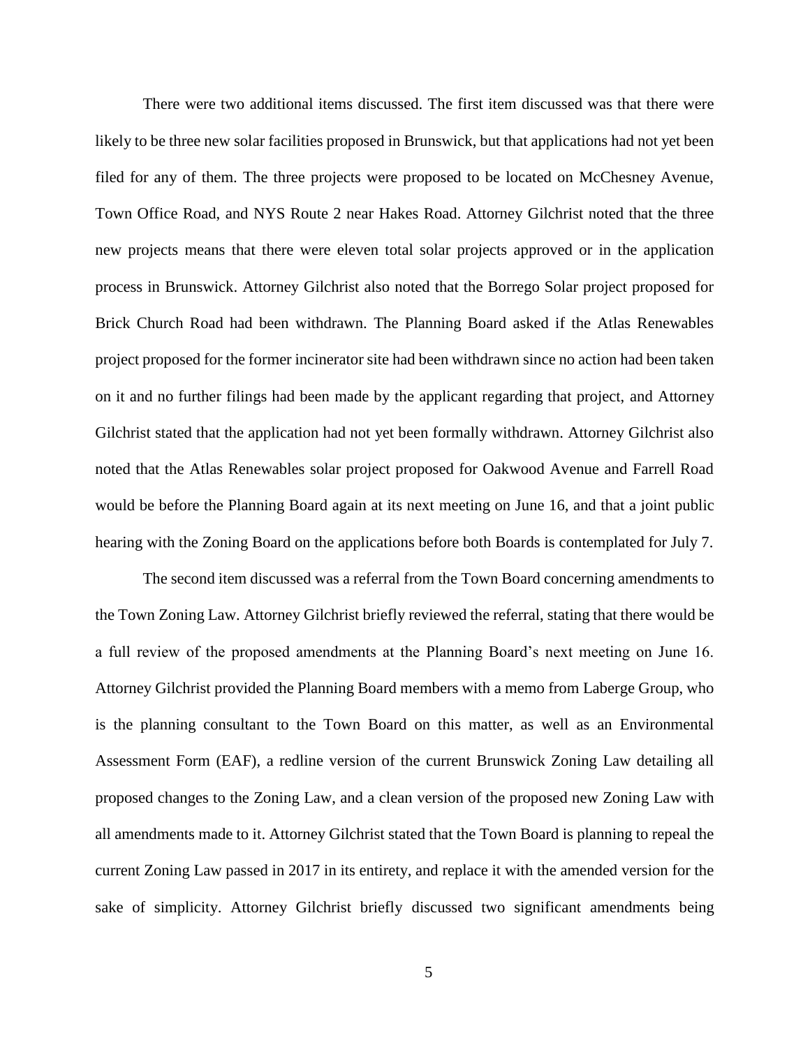There were two additional items discussed. The first item discussed was that there were likely to be three new solar facilities proposed in Brunswick, but that applications had not yet been filed for any of them. The three projects were proposed to be located on McChesney Avenue, Town Office Road, and NYS Route 2 near Hakes Road. Attorney Gilchrist noted that the three new projects means that there were eleven total solar projects approved or in the application process in Brunswick. Attorney Gilchrist also noted that the Borrego Solar project proposed for Brick Church Road had been withdrawn. The Planning Board asked if the Atlas Renewables project proposed for the former incinerator site had been withdrawn since no action had been taken on it and no further filings had been made by the applicant regarding that project, and Attorney Gilchrist stated that the application had not yet been formally withdrawn. Attorney Gilchrist also noted that the Atlas Renewables solar project proposed for Oakwood Avenue and Farrell Road would be before the Planning Board again at its next meeting on June 16, and that a joint public hearing with the Zoning Board on the applications before both Boards is contemplated for July 7.

The second item discussed was a referral from the Town Board concerning amendments to the Town Zoning Law. Attorney Gilchrist briefly reviewed the referral, stating that there would be a full review of the proposed amendments at the Planning Board's next meeting on June 16. Attorney Gilchrist provided the Planning Board members with a memo from Laberge Group, who is the planning consultant to the Town Board on this matter, as well as an Environmental Assessment Form (EAF), a redline version of the current Brunswick Zoning Law detailing all proposed changes to the Zoning Law, and a clean version of the proposed new Zoning Law with all amendments made to it. Attorney Gilchrist stated that the Town Board is planning to repeal the current Zoning Law passed in 2017 in its entirety, and replace it with the amended version for the sake of simplicity. Attorney Gilchrist briefly discussed two significant amendments being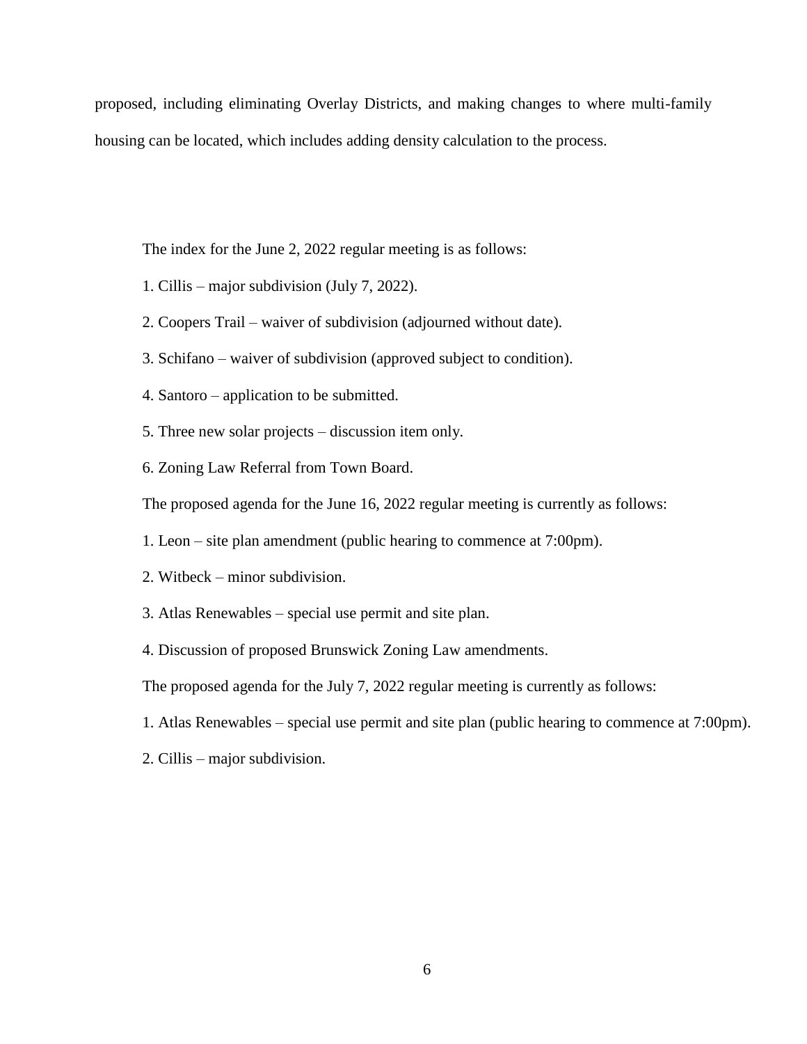proposed, including eliminating Overlay Districts, and making changes to where multi-family housing can be located, which includes adding density calculation to the process.

The index for the June 2, 2022 regular meeting is as follows:

1. Cillis – major subdivision (July 7, 2022).

2. Coopers Trail – waiver of subdivision (adjourned without date).

3. Schifano – waiver of subdivision (approved subject to condition).

4. Santoro – application to be submitted.

5. Three new solar projects – discussion item only.

6. Zoning Law Referral from Town Board.

The proposed agenda for the June 16, 2022 regular meeting is currently as follows:

1. Leon – site plan amendment (public hearing to commence at 7:00pm).

2. Witbeck – minor subdivision.

3. Atlas Renewables – special use permit and site plan.

4. Discussion of proposed Brunswick Zoning Law amendments.

The proposed agenda for the July 7, 2022 regular meeting is currently as follows:

1. Atlas Renewables – special use permit and site plan (public hearing to commence at 7:00pm).

2. Cillis – major subdivision.